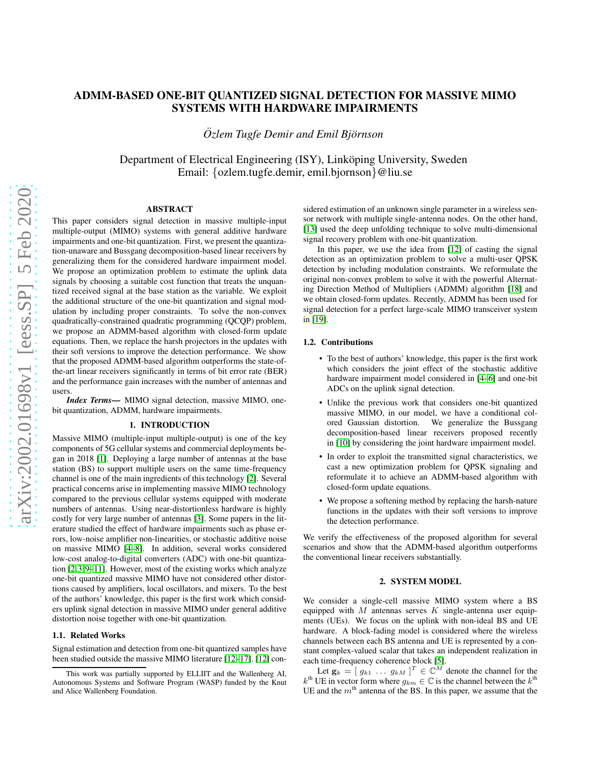# ADMM-BASED ONE-BIT QUANTIZED SIGNAL DETECTION FOR MASSIVE MIMO SYSTEMS WITH HARDWARE IMPAIRMENTS

*Özlem Tugfe Demir and Emil Björnson*

Department of Electrical Engineering (ISY), Linköping University, Sweden
Email: {ozlem.tugfe.demir, emil.bjornson}@liu.se

## ABSTRACT

This paper considers signal detection in massive multiple-input multiple-output (MIMO) systems with general additive hardware impairments and one-bit quantization. First, we present the quantization-unaware and Bussgang decomposition-based linear receivers by generalizing them for the considered hardware impairment model. We propose an optimization problem to estimate the uplink data signals by choosing a suitable cost function that treats the unquantized received signal at the base station as the variable. We exploit the additional structure of the one-bit quantization and signal modulation by including proper constraints. To solve the non-convex quadratically-constrained quadratic programming (QCQP) problem, we propose an ADMM-based algorithm with closed-form update equations. Then, we replace the harsh projectors in the updates with their soft versions to improve the detection performance. We show that the proposed ADMM-based algorithm outperforms the state-of-the-art linear receivers significantly in terms of bit error rate (BER) and the performance gain increases with the number of antennas and users.

***Index Terms*—** MIMO signal detection, massive MIMO, one-bit quantization, ADMM, hardware impairments.

## 1. INTRODUCTION

Massive MIMO (multiple-input multiple-output) is one of the key components of 5G cellular systems and commercial deployments began in 2018 [1]. Deploying a large number of antennas at the base station (BS) to support multiple users on the same time-frequency channel is one of the main ingredients of this technology [2]. Several practical concerns arise in implementing massive MIMO technology compared to the previous cellular systems equipped with moderate numbers of antennas. Using near-distortionless hardware is highly costly for very large number of antennas [3]. Some papers in the literature studied the effect of hardware impairments such as phase errors, low-noise amplifier non-linearities, or stochastic additive noise on massive MIMO [4–8]. In addition, several works considered low-cost analog-to-digital converters (ADC) with one-bit quantization [2, 3, 9–11]. However, most of the existing works which analyze one-bit quantized massive MIMO have not considered other distortions caused by amplifiers, local oscillators, and mixers. To the best of the authors' knowledge, this paper is the first work which considers uplink signal detection in massive MIMO under general additive distortion noise together with one-bit quantization.

### 1.1. Related Works

Signal estimation and detection from one-bit quantized samples have been studied outside the massive MIMO literature [12–17]. [12] considered estimation of an unknown single parameter in a wireless sensor network with multiple single-antenna nodes. On the other hand, [13] used the deep unfolding technique to solve multi-dimensional signal recovery problem with one-bit quantization.

In this paper, we use the idea from [12] of casting the signal detection as an optimization problem to solve a multi-user QPSK detection by including modulation constraints. We reformulate the original non-convex problem to solve it with the powerful Alternating Direction Method of Multipliers (ADMM) algorithm [18] and we obtain closed-form updates. Recently, ADMM has been used for signal detection for a perfect large-scale MIMO transceiver system in [19].

### 1.2. Contributions

- To the best of authors' knowledge, this paper is the first work which considers the joint effect of the stochastic additive hardware impairment model considered in [4–6] and one-bit ADCs on the uplink signal detection.
- Unlike the previous work that considers one-bit quantized massive MIMO, in our model, we have a conditional colored Gaussian distortion. We generalize the Bussgang decomposition-based linear receivers proposed recently in [10] by considering the joint hardware impairment model.
- In order to exploit the transmitted signal characteristics, we cast a new optimization problem for QPSK signaling and reformulate it to achieve an ADMM-based algorithm with closed-form update equations.
- We propose a softening method by replacing the harsh-nature functions in the updates with their soft versions to improve the detection performance.

We verify the effectiveness of the proposed algorithm for several scenarios and show that the ADMM-based algorithm outperforms the conventional linear receivers substantially.

## 2. SYSTEM MODEL

We consider a single-cell massive MIMO system where a BS equipped with $M$ antennas serves $K$ single-antenna user equipments (UEs). We focus on the uplink with non-ideal BS and UE hardware. A block-fading model is considered where the wireless channels between each BS antenna and UE is represented by a constant complex-valued scalar that takes an independent realization in each time-frequency coherence block [5].

Let $\mathbf{g}_k = [\, g_{k1} \ \ldots \ g_{kM} \,]^T \in \mathbb{C}^M$ denote the channel for the $k^{\text{th}}$ UE in vector form where $g_{km} \in \mathbb{C}$ is the channel between the $k^{\text{th}}$ UE and the $m^{\text{th}}$ antenna of the BS. In this paper, we assume that the

This work was partially supported by ELLIIT and the Wallenberg AI, Autonomous Systems and Software Program (WASP) funded by the Knut and Alice Wallenberg Foundation.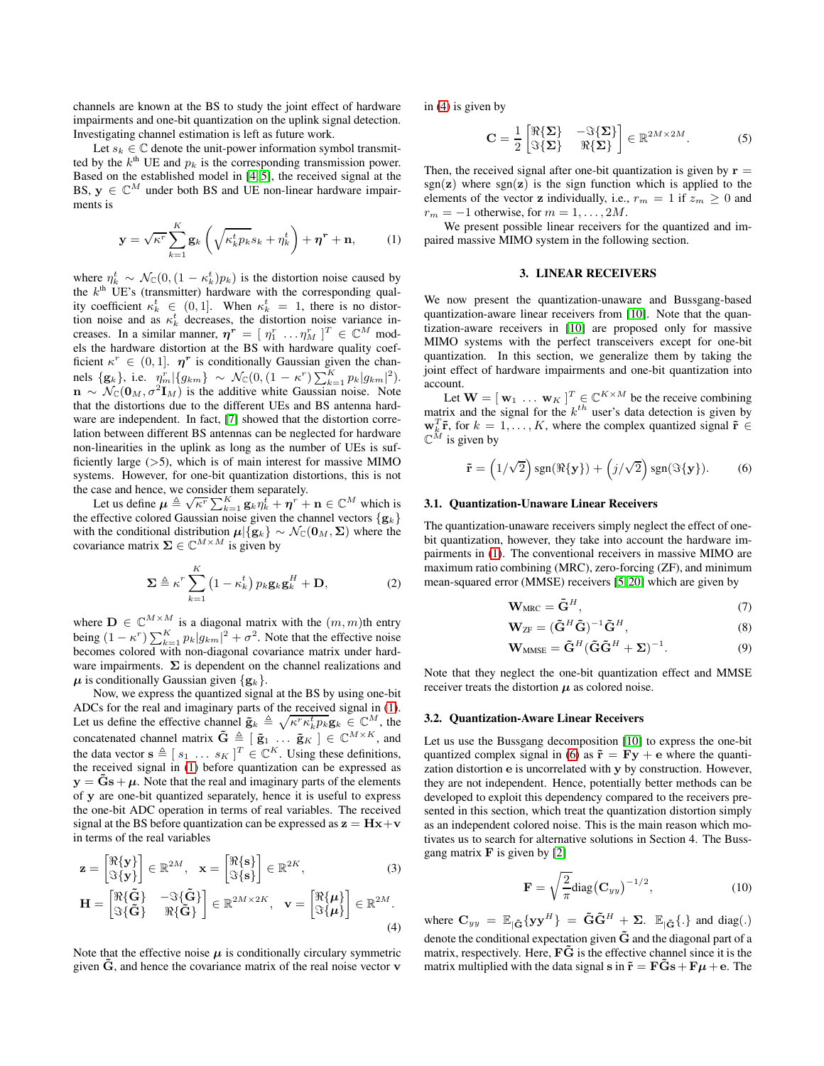channels are known at the BS to study the joint effect of hardware impairments and one-bit quantization on the uplink signal detection. Investigating channel estimation is left as future work.

Let $s_k \in \mathbb{C}$ denote the unit-power information symbol transmitted by the $k^{\text{th}}$ UE and $p_k$ is the corresponding transmission power. Based on the established model in [4,5], the received signal at the BS, $\mathbf{y} \in \mathbb{C}^M$ under both BS and UE non-linear hardware impairments is

$$\mathbf{y} = \sqrt{\kappa^r}\sum_{k=1}^{K}\mathbf{g}_k\left(\sqrt{\kappa_k^t p_k}s_k + \eta_k^t\right) + \boldsymbol{\eta}^r + \mathbf{n}, \tag{1}$$

where $\eta_k^t \sim \mathcal{N}_{\mathbb{C}}(0,(1-\kappa_k^t)p_k)$ is the distortion noise caused by the $k^{\text{th}}$ UE's (transmitter) hardware with the corresponding quality coefficient $\kappa_k^t \in (0,1]$. When $\kappa_k^t = 1$, there is no distortion noise and as $\kappa_k^t$ decreases, the distortion noise variance increases. In a similar manner, $\boldsymbol{\eta}^r = [\,\eta_1^r \ \ldots \eta_M^r\,]^T \in \mathbb{C}^M$ models the hardware distortion at the BS with hardware quality coefficient $\kappa^r \in (0,1]$. $\boldsymbol{\eta}^r$ is conditionally Gaussian given the channels $\{\mathbf{g}_k\}$, i.e. $\eta_m^r|\{g_{km}\} \sim \mathcal{N}_{\mathbb{C}}(0,(1-\kappa^r)\sum_{k=1}^{K}p_k|g_{km}|^2)$. $\mathbf{n} \sim \mathcal{N}_{\mathbb{C}}(\mathbf{0}_M,\sigma^2\mathbf{I}_M)$ is the additive white Gaussian noise. Note that the distortions due to the different UEs and BS antenna hardware are independent. In fact, [7] showed that the distortion correlation between different BS antennas can be neglected for hardware non-linearities in the uplink as long as the number of UEs is sufficiently large (>5), which is of main interest for massive MIMO systems. However, for one-bit quantization distortions, this is not the case and hence, we consider them separately.

Let us define $\boldsymbol{\mu} \triangleq \sqrt{\kappa^r}\sum_{k=1}^{K}\mathbf{g}_k\eta_k^t + \boldsymbol{\eta}^r + \mathbf{n} \in \mathbb{C}^M$ which is the effective colored Gaussian noise given the channel vectors $\{\mathbf{g}_k\}$ with the conditional distribution $\boldsymbol{\mu}|\{\mathbf{g}_k\} \sim \mathcal{N}_{\mathbb{C}}(\mathbf{0}_M,\boldsymbol{\Sigma})$ where the covariance matrix $\boldsymbol{\Sigma} \in \mathbb{C}^{M\times M}$ is given by

$$\boldsymbol{\Sigma} \triangleq \kappa^r\sum_{k=1}^{K}\left(1-\kappa_k^t\right)p_k\mathbf{g}_k\mathbf{g}_k^H + \mathbf{D}, \tag{2}$$

where $\mathbf{D} \in \mathbb{C}^{M\times M}$ is a diagonal matrix with the $(m,m)$th entry being $(1-\kappa^r)\sum_{k=1}^{K}p_k|g_{km}|^2 + \sigma^2$. Note that the effective noise becomes colored with non-diagonal covariance matrix under hardware impairments. $\boldsymbol{\Sigma}$ is dependent on the channel realizations and $\boldsymbol{\mu}$ is conditionally Gaussian given $\{\mathbf{g}_k\}$.

Now, we express the quantized signal at the BS by using one-bit ADCs for the real and imaginary parts of the received signal in (1). Let us define the effective channel $\tilde{\mathbf{g}}_k \triangleq \sqrt{\kappa^r\kappa_k^t p_k}\mathbf{g}_k \in \mathbb{C}^M$, the concatenated channel matrix $\tilde{\mathbf{G}} \triangleq [\,\tilde{\mathbf{g}}_1 \ \ldots \ \tilde{\mathbf{g}}_K\,] \in \mathbb{C}^{M\times K}$, and the data vector $\mathbf{s} \triangleq [\,s_1 \ \ldots \ s_K\,]^T \in \mathbb{C}^K$. Using these definitions, the received signal in (1) before quantization can be expressed as $\mathbf{y} = \tilde{\mathbf{G}}\mathbf{s} + \boldsymbol{\mu}$. Note that the real and imaginary parts of the elements of $\mathbf{y}$ are one-bit quantized separately, hence it is useful to express the one-bit ADC operation in terms of real variables. The received signal at the BS before quantization can be expressed as $\mathbf{z} = \mathbf{H}\mathbf{x} + \mathbf{v}$ in terms of the real variables

$$\mathbf{z} = \begin{bmatrix}\Re\{\mathbf{y}\}\\ \Im\{\mathbf{y}\}\end{bmatrix} \in \mathbb{R}^{2M}, \quad \mathbf{x} = \begin{bmatrix}\Re\{\mathbf{s}\}\\ \Im\{\mathbf{s}\}\end{bmatrix} \in \mathbb{R}^{2K}, \tag{3}$$

$$\mathbf{H} = \begin{bmatrix}\Re\{\tilde{\mathbf{G}}\} & -\Im\{\tilde{\mathbf{G}}\}\\ \Im\{\tilde{\mathbf{G}}\} & \Re\{\tilde{\mathbf{G}}\}\end{bmatrix} \in \mathbb{R}^{2M\times 2K}, \quad \mathbf{v} = \begin{bmatrix}\Re\{\boldsymbol{\mu}\}\\ \Im\{\boldsymbol{\mu}\}\end{bmatrix} \in \mathbb{R}^{2M}. \tag{4}$$

Note that the effective noise $\boldsymbol{\mu}$ is conditionally circularly symmetric given $\tilde{\mathbf{G}}$, and hence the covariance matrix of the real noise vector $\mathbf{v}$ in (4) is given by

$$\mathbf{C} = \frac{1}{2}\begin{bmatrix}\Re\{\boldsymbol{\Sigma}\} & -\Im\{\boldsymbol{\Sigma}\}\\ \Im\{\boldsymbol{\Sigma}\} & \Re\{\boldsymbol{\Sigma}\}\end{bmatrix} \in \mathbb{R}^{2M\times 2M}. \tag{5}$$

Then, the received signal after one-bit quantization is given by $\mathbf{r} = \text{sgn}(\mathbf{z})$ where $\text{sgn}(\mathbf{z})$ is the sign function which is applied to the elements of the vector $\mathbf{z}$ individually, i.e., $r_m = 1$ if $z_m \geq 0$ and $r_m = -1$ otherwise, for $m = 1,\ldots,2M$.

We present possible linear receivers for the quantized and impaired massive MIMO system in the following section.

## 3. LINEAR RECEIVERS

We now present the quantization-unaware and Bussgang-based quantization-aware linear receivers from [10]. Note that the quantization-aware receivers in [10] are proposed only for massive MIMO systems with the perfect transceivers except for one-bit quantization. In this section, we generalize them by taking the joint effect of hardware impairments and one-bit quantization into account.

Let $\mathbf{W} = [\,\mathbf{w}_1 \ \ldots \ \mathbf{w}_K\,]^T \in \mathbb{C}^{K\times M}$ be the receive combining matrix and the signal for the $k^{th}$ user's data detection is given by $\mathbf{w}_k^T\tilde{\mathbf{r}}$, for $k = 1,\ldots,K$, where the complex quantized signal $\tilde{\mathbf{r}} \in \mathbb{C}^M$ is given by

$$\tilde{\mathbf{r}} = \left(1/\sqrt{2}\right)\text{sgn}(\Re\{\mathbf{y}\}) + \left(j/\sqrt{2}\right)\text{sgn}(\Im\{\mathbf{y}\}). \tag{6}$$

### 3.1. Quantization-Unaware Linear Receivers

The quantization-unaware receivers simply neglect the effect of one-bit quantization, however, they take into account the hardware impairments in (1). The conventional receivers in massive MIMO are maximum ratio combining (MRC), zero-forcing (ZF), and minimum mean-squared error (MMSE) receivers [5,20] which are given by

$$\mathbf{W}_{\text{MRC}} = \tilde{\mathbf{G}}^H, \tag{7}$$

$$\mathbf{W}_{\text{ZF}} = (\tilde{\mathbf{G}}^H\tilde{\mathbf{G}})^{-1}\tilde{\mathbf{G}}^H, \tag{8}$$

$$\mathbf{W}_{\text{MMSE}} = \tilde{\mathbf{G}}^H(\tilde{\mathbf{G}}\tilde{\mathbf{G}}^H + \boldsymbol{\Sigma})^{-1}. \tag{9}$$

Note that they neglect the one-bit quantization effect and MMSE receiver treats the distortion $\boldsymbol{\mu}$ as colored noise.

### 3.2. Quantization-Aware Linear Receivers

Let us use the Bussgang decomposition [10] to express the one-bit quantized complex signal in (6) as $\tilde{\mathbf{r}} = \mathbf{F}\mathbf{y} + \mathbf{e}$ where the quantization distortion $\mathbf{e}$ is uncorrelated with $\mathbf{y}$ by construction. However, they are not independent. Hence, potentially better methods can be developed to exploit this dependency compared to the receivers presented in this section, which treat the quantization distortion simply as an independent colored noise. This is the main reason which motivates us to search for alternative solutions in Section 4. The Bussgang matrix $\mathbf{F}$ is given by [2]

$$\mathbf{F} = \sqrt{\frac{2}{\pi}}\text{diag}\left(\mathbf{C}_{yy}\right)^{-1/2}, \tag{10}$$

where $\mathbf{C}_{yy} = \mathbb{E}_{|\tilde{\mathbf{G}}}\{\mathbf{y}\mathbf{y}^H\} = \tilde{\mathbf{G}}\tilde{\mathbf{G}}^H + \boldsymbol{\Sigma}$. $\mathbb{E}_{|\tilde{\mathbf{G}}}\{.\}$ and $\text{diag}(.)$ denote the conditional expectation given $\tilde{\mathbf{G}}$ and the diagonal part of a matrix, respectively. Here, $\mathbf{F}\tilde{\mathbf{G}}$ is the effective channel since it is the matrix multiplied with the data signal $\mathbf{s}$ in $\tilde{\mathbf{r}} = \mathbf{F}\tilde{\mathbf{G}}\mathbf{s} + \mathbf{F}\boldsymbol{\mu} + \mathbf{e}$. The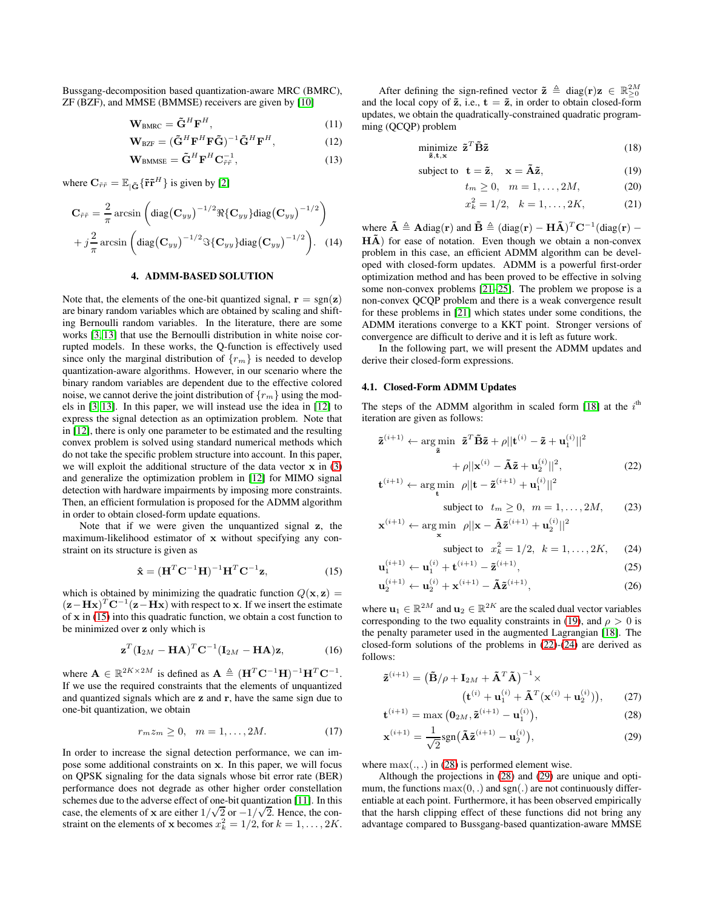Bussgang-decomposition based quantization-aware MRC (BMRC), ZF (BZF), and MMSE (BMMSE) receivers are given by [10]

$$\mathbf{W}_{\text{BMRC}} = \tilde{\mathbf{G}}^H \mathbf{F}^H, \tag{11}$$

$$\mathbf{W}_{\text{BZF}} = (\tilde{\mathbf{G}}^H \mathbf{F}^H \mathbf{F} \tilde{\mathbf{G}})^{-1} \tilde{\mathbf{G}}^H \mathbf{F}^H, \tag{12}$$

$$\mathbf{W}_{\text{BMMSE}} = \tilde{\mathbf{G}}^H \mathbf{F}^H \mathbf{C}_{\tilde{r}\tilde{r}}^{-1}, \tag{13}$$

where $\mathbf{C}_{\tilde{r}\tilde{r}} = \mathbb{E}_{|\tilde{\mathbf{G}}}\{\tilde{\mathbf{r}}\tilde{\mathbf{r}}^H\}$ is given by [2]

$$\mathbf{C}_{\tilde{r}\tilde{r}} = \frac{2}{\pi} \arcsin\left( \text{diag}\big(\mathbf{C}_{yy}\big)^{-1/2} \Re\{\mathbf{C}_{yy}\} \text{diag}\big(\mathbf{C}_{yy}\big)^{-1/2} \right) + j\frac{2}{\pi} \arcsin\left( \text{diag}\big(\mathbf{C}_{yy}\big)^{-1/2} \Im\{\mathbf{C}_{yy}\} \text{diag}\big(\mathbf{C}_{yy}\big)^{-1/2} \right). \tag{14}$$

## 4. ADMM-BASED SOLUTION

Note that, the elements of the one-bit quantized signal, $\mathbf{r} = \text{sgn}(\mathbf{z})$ are binary random variables which are obtained by scaling and shifting Bernoulli random variables. In the literature, there are some works [3, 13] that use the Bernoulli distribution in white noise corrupted models. In these works, the Q-function is effectively used since only the marginal distribution of $\{r_m\}$ is needed to develop quantization-aware algorithms. However, in our scenario where the binary random variables are dependent due to the effective colored noise, we cannot derive the joint distribution of $\{r_m\}$ using the models in [3, 13]. In this paper, we will instead use the idea in [12] to express the signal detection as an optimization problem. Note that in [12], there is only one parameter to be estimated and the resulting convex problem is solved using standard numerical methods which do not take the specific problem structure into account. In this paper, we will exploit the additional structure of the data vector $\mathbf{x}$ in (3) and generalize the optimization problem in [12] for MIMO signal detection with hardware impairments by imposing more constraints. Then, an efficient formulation is proposed for the ADMM algorithm in order to obtain closed-form update equations.

Note that if we were given the unquantized signal $\mathbf{z}$, the maximum-likelihood estimator of $\mathbf{x}$ without specifying any constraint on its structure is given as

$$\hat{\mathbf{x}} = (\mathbf{H}^T \mathbf{C}^{-1} \mathbf{H})^{-1} \mathbf{H}^T \mathbf{C}^{-1} \mathbf{z}, \tag{15}$$

which is obtained by minimizing the quadratic function $Q(\mathbf{x}, \mathbf{z}) = (\mathbf{z} - \mathbf{H}\mathbf{x})^T \mathbf{C}^{-1} (\mathbf{z} - \mathbf{H}\mathbf{x})$ with respect to $\mathbf{x}$. If we insert the estimate of $\mathbf{x}$ in (15) into this quadratic function, we obtain a cost function to be minimized over $\mathbf{z}$ only which is

$$\mathbf{z}^T (\mathbf{I}_{2M} - \mathbf{H}\mathbf{A})^T \mathbf{C}^{-1} (\mathbf{I}_{2M} - \mathbf{H}\mathbf{A}) \mathbf{z}, \tag{16}$$

where $\mathbf{A} \in \mathbb{R}^{2K \times 2M}$ is defined as $\mathbf{A} \triangleq (\mathbf{H}^T \mathbf{C}^{-1} \mathbf{H})^{-1} \mathbf{H}^T \mathbf{C}^{-1}$. If we use the required constraints that the elements of unquantized and quantized signals which are $\mathbf{z}$ and $\mathbf{r}$, have the same sign due to one-bit quantization, we obtain

$$r_m z_m \geq 0, \quad m = 1, \ldots, 2M. \tag{17}$$

In order to increase the signal detection performance, we can impose some additional constraints on $\mathbf{x}$. In this paper, we will focus on QPSK signaling for the data signals whose bit error rate (BER) performance does not degrade as other higher order constellation schemes due to the adverse effect of one-bit quantization [11]. In this case, the elements of $\mathbf{x}$ are either $1/\sqrt{2}$ or $-1/\sqrt{2}$. Hence, the constraint on the elements of $\mathbf{x}$ becomes $x_k^2 = 1/2$, for $k = 1, \ldots, 2K$.

After defining the sign-refined vector $\tilde{\mathbf{z}} \triangleq \text{diag}(\mathbf{r})\mathbf{z} \in \mathbb{R}^{2M}_{\geq 0}$ and the local copy of $\tilde{\mathbf{z}}$, i.e., $\mathbf{t} = \tilde{\mathbf{z}}$, in order to obtain closed-form updates, we obtain the quadratically-constrained quadratic programming (QCQP) problem

$$\underset{\tilde{\mathbf{z}}, \mathbf{t}, \mathbf{x}}{\text{minimize}} \quad \tilde{\mathbf{z}}^T \tilde{\mathbf{B}} \tilde{\mathbf{z}} \tag{18}$$

$$\text{subject to} \quad \mathbf{t} = \tilde{\mathbf{z}}, \quad \mathbf{x} = \tilde{\mathbf{A}} \tilde{\mathbf{z}}, \tag{19}$$

$$t_m \geq 0, \quad m = 1, \ldots, 2M, \tag{20}$$

$$x_k^2 = 1/2, \quad k = 1, \ldots, 2K, \tag{21}$$

where $\tilde{\mathbf{A}} \triangleq \mathbf{A}\text{diag}(\mathbf{r})$ and $\tilde{\mathbf{B}} \triangleq (\text{diag}(\mathbf{r}) - \mathbf{H}\tilde{\mathbf{A}})^T \mathbf{C}^{-1} (\text{diag}(\mathbf{r}) - \mathbf{H}\tilde{\mathbf{A}})$ for ease of notation. Even though we obtain a non-convex problem in this case, an efficient ADMM algorithm can be developed with closed-form updates. ADMM is a powerful first-order optimization method and has been proved to be effective in solving some non-convex problems [21–25]. The problem we propose is a non-convex QCQP problem and there is a weak convergence result for these problems in [21] which states under some conditions, the ADMM iterations converge to a KKT point. Stronger versions of convergence are difficult to derive and it is left as future work.

In the following part, we will present the ADMM updates and derive their closed-form expressions.

### 4.1. Closed-Form ADMM Updates

The steps of the ADMM algorithm in scaled form [18] at the $i^{\text{th}}$ iteration are given as follows:

$$\tilde{\mathbf{z}}^{(i+1)} \leftarrow \arg\min_{\tilde{\mathbf{z}}} \; \tilde{\mathbf{z}}^T \tilde{\mathbf{B}} \tilde{\mathbf{z}} + \rho ||\mathbf{t}^{(i)} - \tilde{\mathbf{z}} + \mathbf{u}_1^{(i)}||^2 + \rho ||\mathbf{x}^{(i)} - \tilde{\mathbf{A}} \tilde{\mathbf{z}} + \mathbf{u}_2^{(i)}||^2, \tag{22}$$

$$\mathbf{t}^{(i+1)} \leftarrow \arg\min_{\mathbf{t}} \; \rho ||\mathbf{t} - \tilde{\mathbf{z}}^{(i+1)} + \mathbf{u}_1^{(i)}||^2 \quad \text{subject to} \quad t_m \geq 0, \; m = 1, \ldots, 2M, \tag{23}$$

$$\mathbf{x}^{(i+1)} \leftarrow \arg\min_{\mathbf{x}} \; \rho ||\mathbf{x} - \tilde{\mathbf{A}} \tilde{\mathbf{z}}^{(i+1)} + \mathbf{u}_2^{(i)}||^2 \quad \text{subject to} \quad x_k^2 = 1/2, \; k = 1, \ldots, 2K, \tag{24}$$

$$\mathbf{u}_1^{(i+1)} \leftarrow \mathbf{u}_1^{(i)} + \mathbf{t}^{(i+1)} - \tilde{\mathbf{z}}^{(i+1)}, \tag{25}$$

$$\mathbf{u}_2^{(i+1)} \leftarrow \mathbf{u}_2^{(i)} + \mathbf{x}^{(i+1)} - \tilde{\mathbf{A}} \tilde{\mathbf{z}}^{(i+1)}, \tag{26}$$

where $\mathbf{u}_1 \in \mathbb{R}^{2M}$ and $\mathbf{u}_2 \in \mathbb{R}^{2K}$ are the scaled dual vector variables corresponding to the two equality constraints in (19), and $\rho > 0$ is the penalty parameter used in the augmented Lagrangian [18]. The closed-form solutions of the problems in (22)-(24) are derived as follows:

$$\tilde{\mathbf{z}}^{(i+1)} = \big(\tilde{\mathbf{B}}/\rho + \mathbf{I}_{2M} + \tilde{\mathbf{A}}^T \tilde{\mathbf{A}}\big)^{-1} \times \big(\mathbf{t}^{(i)} + \mathbf{u}_1^{(i)} + \tilde{\mathbf{A}}^T (\mathbf{x}^{(i)} + \mathbf{u}_2^{(i)})\big), \tag{27}$$

$$\mathbf{t}^{(i+1)} = \max\big(\mathbf{0}_{2M}, \tilde{\mathbf{z}}^{(i+1)} - \mathbf{u}_1^{(i)}\big), \tag{28}$$

$$\mathbf{x}^{(i+1)} = \frac{1}{\sqrt{2}} \text{sgn}\big(\tilde{\mathbf{A}} \tilde{\mathbf{z}}^{(i+1)} - \mathbf{u}_2^{(i)}\big), \tag{29}$$

where $\max(.,.)$ in (28) is performed element wise.

Although the projections in (28) and (29) are unique and optimum, the functions $\max(0, .)$ and $\text{sgn}(.)$ are not continuously differentiable at each point. Furthermore, it has been observed empirically that the harsh clipping effect of these functions did not bring any advantage compared to Bussgang-based quantization-aware MMSE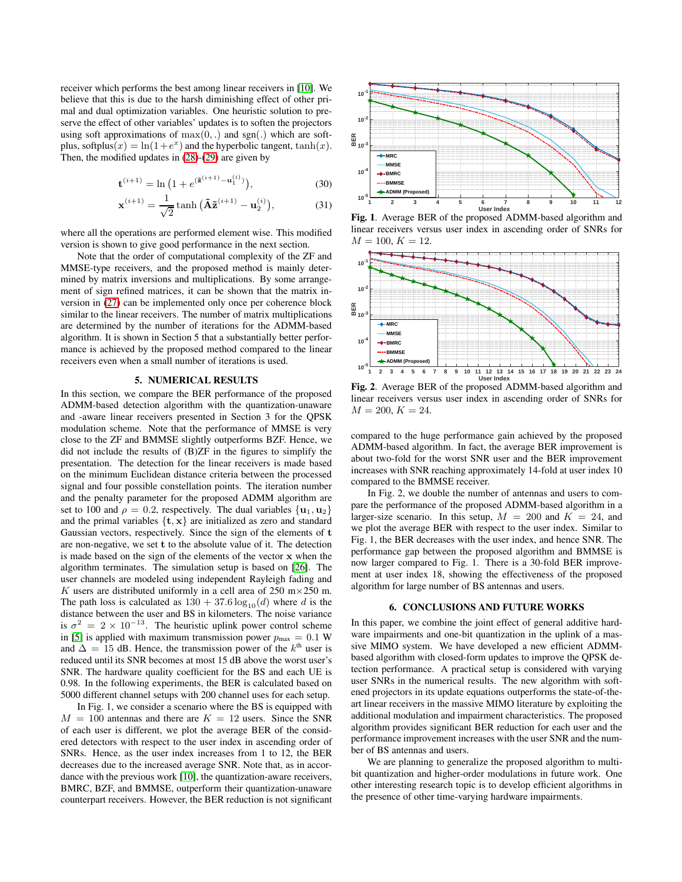receiver which performs the best among linear receivers in [10]. We believe that this is due to the harsh diminishing effect of other primal and dual optimization variables. One heuristic solution to preserve the effect of other variables' updates is to soften the projectors using soft approximations of $\max(0,.)$ and $\text{sgn}(.)$ which are softplus, $\text{softplus}(x) = \ln(1+e^x)$ and the hyperbolic tangent, $\tanh(x)$. Then, the modified updates in (28)-(29) are given by

$$\mathbf{t}^{(i+1)} = \ln\left(1 + e^{(\tilde{\mathbf{z}}^{(i+1)} - \mathbf{u}_1^{(i)})}\right), \tag{30}$$

$$\mathbf{x}^{(i+1)} = \frac{1}{\sqrt{2}} \tanh\left(\tilde{\mathbf{A}}\tilde{\mathbf{z}}^{(i+1)} - \mathbf{u}_2^{(i)}\right), \tag{31}$$

where all the operations are performed element wise. This modified version is shown to give good performance in the next section.

Note that the order of computational complexity of the ZF and MMSE-type receivers, and the proposed method is mainly determined by matrix inversions and multiplications. By some arrangement of sign refined matrices, it can be shown that the matrix inversion in (27) can be implemented only once per coherence block similar to the linear receivers. The number of matrix multiplications are determined by the number of iterations for the ADMM-based algorithm. It is shown in Section 5 that a substantially better performance is achieved by the proposed method compared to the linear receivers even when a small number of iterations is used.

## 5. NUMERICAL RESULTS

In this section, we compare the BER performance of the proposed ADMM-based detection algorithm with the quantization-unaware and -aware linear receivers presented in Section 3 for the QPSK modulation scheme. Note that the performance of MMSE is very close to the ZF and BMMSE slightly outperforms BZF. Hence, we did not include the results of (B)ZF in the figures to simplify the presentation. The detection for the linear receivers is made based on the minimum Euclidean distance criteria between the processed signal and four possible constellation points. The iteration number and the penalty parameter for the proposed ADMM algorithm are set to 100 and $\rho = 0.2$, respectively. The dual variables $\{\mathbf{u}_1, \mathbf{u}_2\}$ and the primal variables $\{\mathbf{t}, \mathbf{x}\}$ are initialized as zero and standard Gaussian vectors, respectively. Since the sign of the elements of $\mathbf{t}$ are non-negative, we set $\mathbf{t}$ to the absolute value of it. The detection is made based on the sign of the elements of the vector $\mathbf{x}$ when the algorithm terminates. The simulation setup is based on [26]. The user channels are modeled using independent Rayleigh fading and $K$ users are distributed uniformly in a cell area of 250 m$\times$250 m. The path loss is calculated as $130 + 37.6\log_{10}(d)$ where $d$ is the distance between the user and BS in kilometers. The noise variance is $\sigma^2 = 2 \times 10^{-13}$. The heuristic uplink power control scheme in [5] is applied with maximum transmission power $p_{\max} = 0.1$ W and $\Delta = 15$ dB. Hence, the transmission power of the $k^{\text{th}}$ user is reduced until its SNR becomes at most 15 dB above the worst user's SNR. The hardware quality coefficient for the BS and each UE is 0.98. In the following experiments, the BER is calculated based on 5000 different channel setups with 200 channel uses for each setup.

In Fig. 1, we consider a scenario where the BS is equipped with $M = 100$ antennas and there are $K = 12$ users. Since the SNR of each user is different, we plot the average BER of the considered detectors with respect to the user index in ascending order of SNRs. Hence, as the user index increases from 1 to 12, the BER decreases due to the increased average SNR. Note that, as in accordance with the previous work [10], the quantization-aware receivers, BMRC, BZF, and BMMSE, outperform their quantization-unaware counterpart receivers. However, the BER reduction is not significant compared to the huge performance gain achieved by the proposed ADMM-based algorithm. In fact, the average BER improvement is about two-fold for the worst SNR user and the BER improvement increases with SNR reaching approximately 14-fold at user index 10 compared to the BMMSE receiver.

**Fig. 1**. Average BER of the proposed ADMM-based algorithm and linear receivers versus user index in ascending order of SNRs for $M = 100$, $K = 12$.

**Fig. 2**. Average BER of the proposed ADMM-based algorithm and linear receivers versus user index in ascending order of SNRs for $M = 200$, $K = 24$.

In Fig. 2, we double the number of antennas and users to compare the performance of the proposed ADMM-based algorithm in a larger-size scenario. In this setup, $M = 200$ and $K = 24$, and we plot the average BER with respect to the user index. Similar to Fig. 1, the BER decreases with the user index, and hence SNR. The performance gap between the proposed algorithm and BMMSE is now larger compared to Fig. 1. There is a 30-fold BER improvement at user index 18, showing the effectiveness of the proposed algorithm for large number of BS antennas and users.

## 6. CONCLUSIONS AND FUTURE WORKS

In this paper, we combine the joint effect of general additive hardware impairments and one-bit quantization in the uplink of a massive MIMO system. We have developed a new efficient ADMM-based algorithm with closed-form updates to improve the QPSK detection performance. A practical setup is considered with varying user SNRs in the numerical results. The new algorithm with softened projectors in its update equations outperforms the state-of-the-art linear receivers in the massive MIMO literature by exploiting the additional modulation and impairment characteristics. The proposed algorithm provides significant BER reduction for each user and the performance improvement increases with the user SNR and the number of BS antennas and users.

We are planning to generalize the proposed algorithm to multi-bit quantization and higher-order modulations in future work. One other interesting research topic is to develop efficient algorithms in the presence of other time-varying hardware impairments.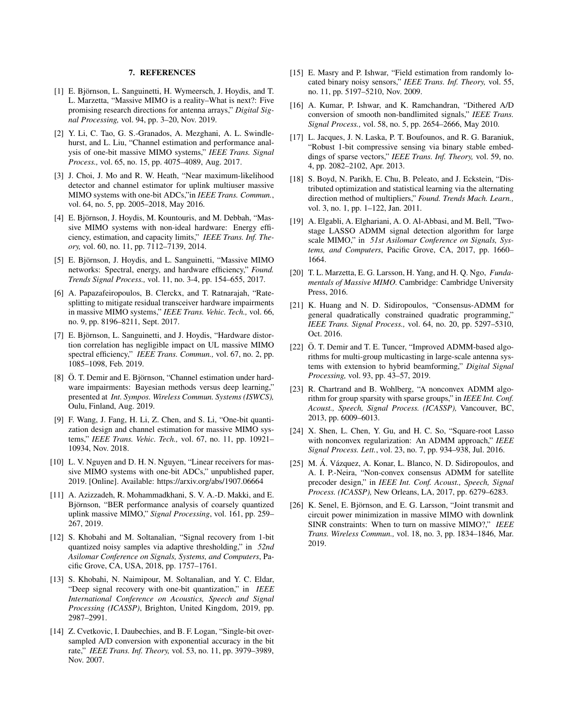## 7. REFERENCES

[1] E. Björnson, L. Sanguinetti, H. Wymeersch, J. Hoydis, and T. L. Marzetta, "Massive MIMO is a reality–What is next?: Five promising research directions for antenna arrays," *Digital Signal Processing,* vol. 94, pp. 3–20, Nov. 2019.

[2] Y. Li, C. Tao, G. S.-Granados, A. Mezghani, A. L. Swindlehurst, and L. Liu, "Channel estimation and performance analysis of one-bit massive MIMO systems," *IEEE Trans. Signal Process.,* vol. 65, no. 15, pp. 4075–4089, Aug. 2017.

[3] J. Choi, J. Mo and R. W. Heath, "Near maximum-likelihood detector and channel estimator for uplink multiuser massive MIMO systems with one-bit ADCs,"in *IEEE Trans. Commun.*, vol. 64, no. 5, pp. 2005–2018, May 2016.

[4] E. Björnson, J. Hoydis, M. Kountouris, and M. Debbah, "Massive MIMO systems with non-ideal hardware: Energy efficiency, estimation, and capacity limits," *IEEE Trans. Inf. Theory,* vol. 60, no. 11, pp. 7112–7139, 2014.

[5] E. Björnson, J. Hoydis, and L. Sanguinetti, "Massive MIMO networks: Spectral, energy, and hardware efficiency," *Found. Trends Signal Process.,* vol. 11, no. 3-4, pp. 154–655, 2017.

[6] A. Papazafeiropoulos, B. Clerckx, and T. Ratnarajah, "Rate-splitting to mitigate residual transceiver hardware impairments in massive MIMO systems," *IEEE Trans. Vehic. Tech.,* vol. 66, no. 9, pp. 8196–8211, Sept. 2017.

[7] E. Björnson, L. Sanguinetti, and J. Hoydis, "Hardware distortion correlation has negligible impact on UL massive MIMO spectral efficiency," *IEEE Trans. Commun.,* vol. 67, no. 2, pp. 1085–1098, Feb. 2019.

[8] Ö. T. Demir and E. Björnson, "Channel estimation under hardware impairments: Bayesian methods versus deep learning," presented at *Int. Sympos. Wireless Commun. Systems (ISWCS),* Oulu, Finland, Aug. 2019.

[9] F. Wang, J. Fang, H. Li, Z. Chen, and S. Li, "One-bit quantization design and channel estimation for massive MIMO systems," *IEEE Trans. Vehic. Tech.,* vol. 67, no. 11, pp. 10921–10934, Nov. 2018.

[10] L. V. Nguyen and D. H. N. Nguyen, "Linear receivers for massive MIMO systems with one-bit ADCs," unpublished paper, 2019. [Online]. Available: https://arxiv.org/abs/1907.06664

[11] A. Azizzadeh, R. Mohammadkhani, S. V. A.-D. Makki, and E. Björnson, "BER performance analysis of coarsely quantized uplink massive MIMO," *Signal Processing*, vol. 161, pp. 259–267, 2019.

[12] S. Khobahi and M. Soltanalian, "Signal recovery from 1-bit quantized noisy samples via adaptive thresholding," in *52nd Asilomar Conference on Signals, Systems, and Computers*, Pacific Grove, CA, USA, 2018, pp. 1757–1761.

[13] S. Khobahi, N. Naimipour, M. Soltanalian, and Y. C. Eldar, "Deep signal recovery with one-bit quantization," in *IEEE International Conference on Acoustics, Speech and Signal Processing (ICASSP)*, Brighton, United Kingdom, 2019, pp. 2987–2991.

[14] Z. Cvetkovic, I. Daubechies, and B. F. Logan, "Single-bit oversampled A/D conversion with exponential accuracy in the bit rate," *IEEE Trans. Inf. Theory,* vol. 53, no. 11, pp. 3979–3989, Nov. 2007.

[15] E. Masry and P. Ishwar, "Field estimation from randomly located binary noisy sensors," *IEEE Trans. Inf. Theory,* vol. 55, no. 11, pp. 5197–5210, Nov. 2009.

[16] A. Kumar, P. Ishwar, and K. Ramchandran, "Dithered A/D conversion of smooth non-bandlimited signals," *IEEE Trans. Signal Process.,* vol. 58, no. 5, pp. 2654–2666, May 2010.

[17] L. Jacques, J. N. Laska, P. T. Boufounos, and R. G. Baraniuk, "Robust 1-bit compressive sensing via binary stable embeddings of sparse vectors," *IEEE Trans. Inf. Theory,* vol. 59, no. 4, pp. 2082–2102, Apr. 2013.

[18] S. Boyd, N. Parikh, E. Chu, B. Peleato, and J. Eckstein, "Distributed optimization and statistical learning via the alternating direction method of multipliers," *Found. Trends Mach. Learn.,* vol. 3, no. 1, pp. 1–122, Jan. 2011.

[19] A. Elgabli, A. Elghariani, A. O. Al-Abbasi, and M. Bell, "Two-stage LASSO ADMM signal detection algorithm for large scale MIMO," in *51st Asilomar Conference on Signals, Systems, and Computers*, Pacific Grove, CA, 2017, pp. 1660–1664.

[20] T. L. Marzetta, E. G. Larsson, H. Yang, and H. Q. Ngo, *Fundamentals of Massive MIMO.* Cambridge: Cambridge University Press, 2016.

[21] K. Huang and N. D. Sidiropoulos, "Consensus-ADMM for general quadratically constrained quadratic programming," *IEEE Trans. Signal Process.,* vol. 64, no. 20, pp. 5297–5310, Oct. 2016.

[22] Ö. T. Demir and T. E. Tuncer, "Improved ADMM-based algorithms for multi-group multicasting in large-scale antenna systems with extension to hybrid beamforming," *Digital Signal Processing,* vol. 93, pp. 43–57, 2019.

[23] R. Chartrand and B. Wohlberg, "A nonconvex ADMM algorithm for group sparsity with sparse groups," in *IEEE Int. Conf. Acoust., Speech, Signal Process. (ICASSP),* Vancouver, BC, 2013, pp. 6009–6013.

[24] X. Shen, L. Chen, Y. Gu, and H. C. So, "Square-root Lasso with nonconvex regularization: An ADMM approach," *IEEE Signal Process. Lett.*, vol. 23, no. 7, pp. 934–938, Jul. 2016.

[25] M. Á. Vázquez, A. Konar, L. Blanco, N. D. Sidiropoulos, and A. I. P.-Neira, "Non-convex consensus ADMM for satellite precoder design," in *IEEE Int. Conf. Acoust., Speech, Signal Process. (ICASSP),* New Orleans, LA, 2017, pp. 6279–6283.

[26] K. Senel, E. Björnson, and E. G. Larsson, "Joint transmit and circuit power minimization in massive MIMO with downlink SINR constraints: When to turn on massive MIMO?," *IEEE Trans. Wireless Commun.,* vol. 18, no. 3, pp. 1834–1846, Mar. 2019.